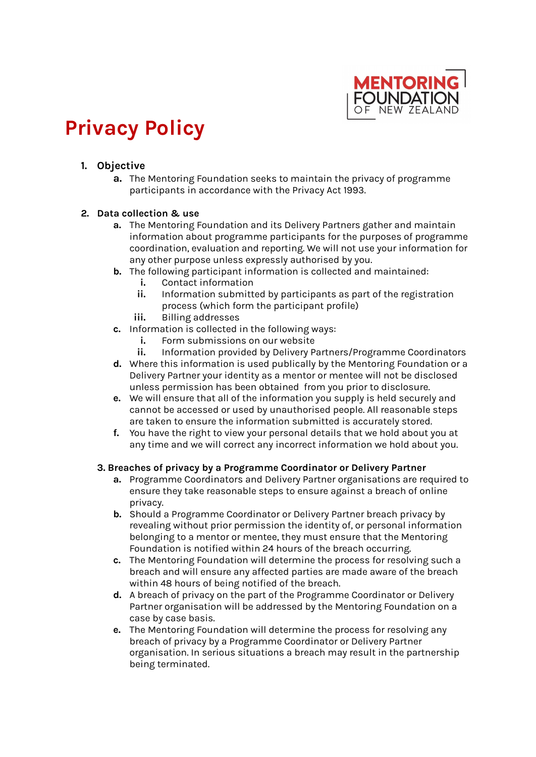MENTORING FOUNDATION OF NEW ZEALAND

# Privacy Policy

1. **Objective**
   a. The Mentoring Foundation seeks to maintain the privacy of programme participants in accordance with the Privacy Act 1993.

2. **Data collection & use**
   a. The Mentoring Foundation and its Delivery Partners gather and maintain information about programme participants for the purposes of programme coordination, evaluation and reporting. We will not use your information for any other purpose unless expressly authorised by you.
   b. The following participant information is collected and maintained:
      i. Contact information
      ii. Information submitted by participants as part of the registration process (which form the participant profile)
      iii. Billing addresses
   c. Information is collected in the following ways:
      i. Form submissions on our website
      ii. Information provided by Delivery Partners/Programme Coordinators
   d. Where this information is used publically by the Mentoring Foundation or a Delivery Partner your identity as a mentor or mentee will not be disclosed unless permission has been obtained from you prior to disclosure.
   e. We will ensure that all of the information you supply is held securely and cannot be accessed or used by unauthorised people. All reasonable steps are taken to ensure the information submitted is accurately stored.
   f. You have the right to view your personal details that we hold about you at any time and we will correct any incorrect information we hold about you.

3. **Breaches of privacy by a Programme Coordinator or Delivery Partner**
   a. Programme Coordinators and Delivery Partner organisations are required to ensure they take reasonable steps to ensure against a breach of online privacy.
   b. Should a Programme Coordinator or Delivery Partner breach privacy by revealing without prior permission the identity of, or personal information belonging to a mentor or mentee, they must ensure that the Mentoring Foundation is notified within 24 hours of the breach occurring.
   c. The Mentoring Foundation will determine the process for resolving such a breach and will ensure any affected parties are made aware of the breach within 48 hours of being notified of the breach.
   d. A breach of privacy on the part of the Programme Coordinator or Delivery Partner organisation will be addressed by the Mentoring Foundation on a case by case basis.
   e. The Mentoring Foundation will determine the process for resolving any breach of privacy by a Programme Coordinator or Delivery Partner organisation. In serious situations a breach may result in the partnership being terminated.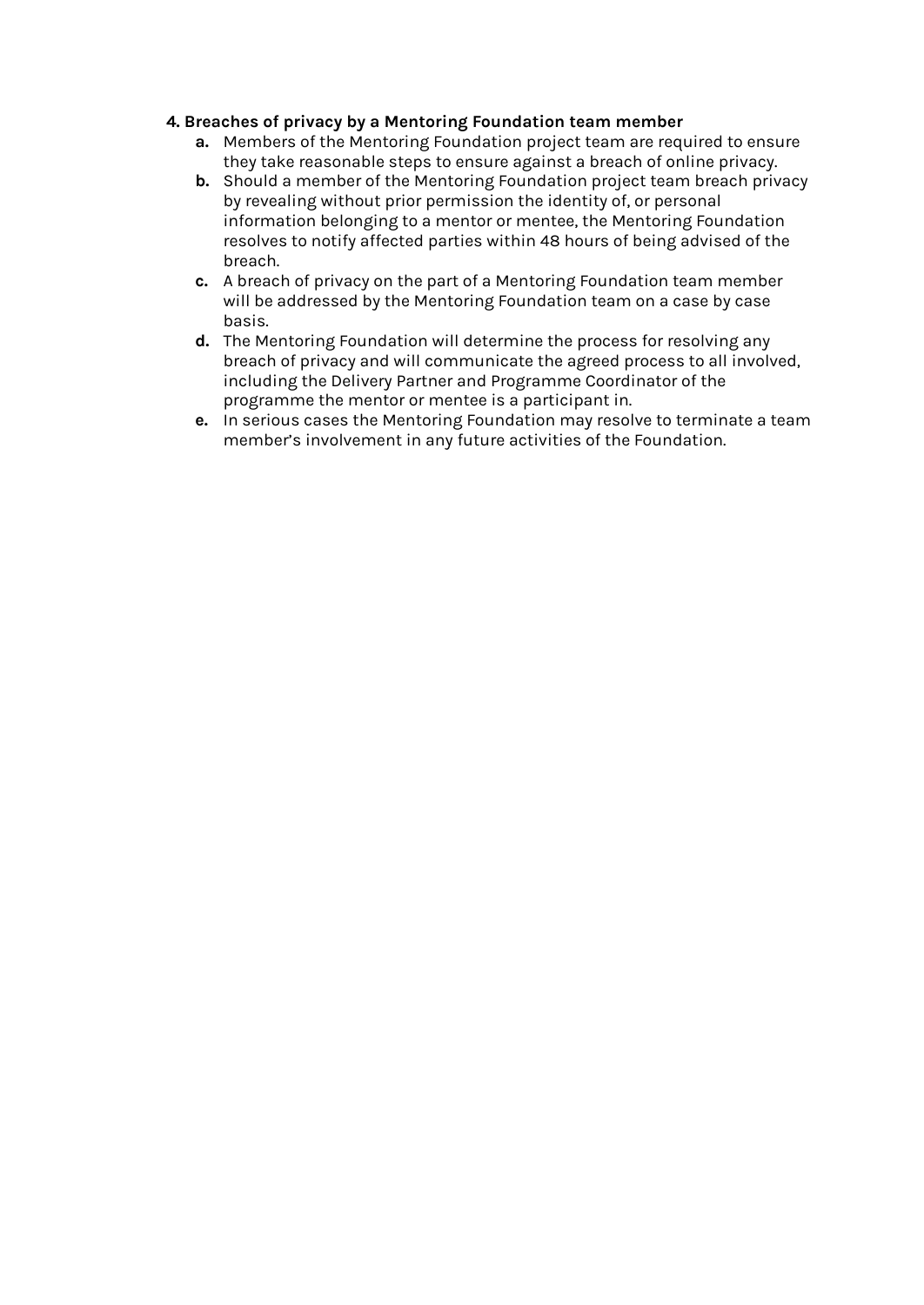**4. Breaches of privacy by a Mentoring Foundation team member**

- **a.** Members of the Mentoring Foundation project team are required to ensure they take reasonable steps to ensure against a breach of online privacy.
- **b.** Should a member of the Mentoring Foundation project team breach privacy by revealing without prior permission the identity of, or personal information belonging to a mentor or mentee, the Mentoring Foundation resolves to notify affected parties within 48 hours of being advised of the breach.
- **c.** A breach of privacy on the part of a Mentoring Foundation team member will be addressed by the Mentoring Foundation team on a case by case basis.
- **d.** The Mentoring Foundation will determine the process for resolving any breach of privacy and will communicate the agreed process to all involved, including the Delivery Partner and Programme Coordinator of the programme the mentor or mentee is a participant in.
- **e.** In serious cases the Mentoring Foundation may resolve to terminate a team member's involvement in any future activities of the Foundation.